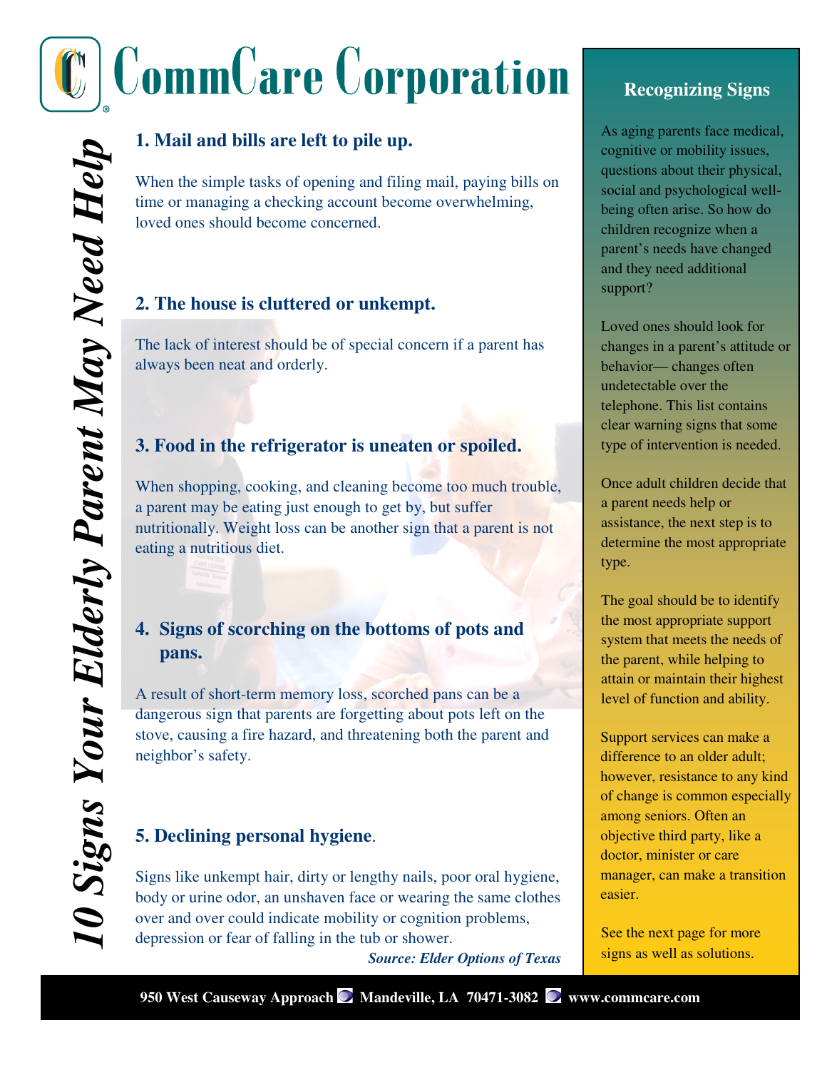# CommCare Corporation

# *10 Signs Your Elderly Parent May Need Help*

### 1. Mail and bills are left to pile up.

When the simple tasks of opening and filing mail, paying bills on time or managing a checking account become overwhelming, loved ones should become concerned.

### 2. The house is cluttered or unkempt.

The lack of interest should be of special concern if a parent has always been neat and orderly.

### 3. Food in the refrigerator is uneaten or spoiled.

When shopping, cooking, and cleaning become too much trouble, a parent may be eating just enough to get by, but suffer nutritionally. Weight loss can be another sign that a parent is not eating a nutritious diet.

### 4. Signs of scorching on the bottoms of pots and pans.

A result of short-term memory loss, scorched pans can be a dangerous sign that parents are forgetting about pots left on the stove, causing a fire hazard, and threatening both the parent and neighbor's safety.

### 5. Declining personal hygiene.

Signs like unkempt hair, dirty or lengthy nails, poor oral hygiene, body or urine odor, an unshaven face or wearing the same clothes over and over could indicate mobility or cognition problems, depression or fear of falling in the tub or shower.

***Source: Elder Options of Texas***

## Recognizing Signs

As aging parents face medical, cognitive or mobility issues, questions about their physical, social and psychological well-being often arise. So how do children recognize when a parent's needs have changed and they need additional support?

Loved ones should look for changes in a parent's attitude or behavior— changes often undetectable over the telephone. This list contains clear warning signs that some type of intervention is needed.

Once adult children decide that a parent needs help or assistance, the next step is to determine the most appropriate type.

The goal should be to identify the most appropriate support system that meets the needs of the parent, while helping to attain or maintain their highest level of function and ability.

Support services can make a difference to an older adult; however, resistance to any kind of change is common especially among seniors. Often an objective third party, like a doctor, minister or care manager, can make a transition easier.

See the next page for more signs as well as solutions.

**950 West Causeway Approach · Mandeville, LA 70471-3082 · www.commcare.com**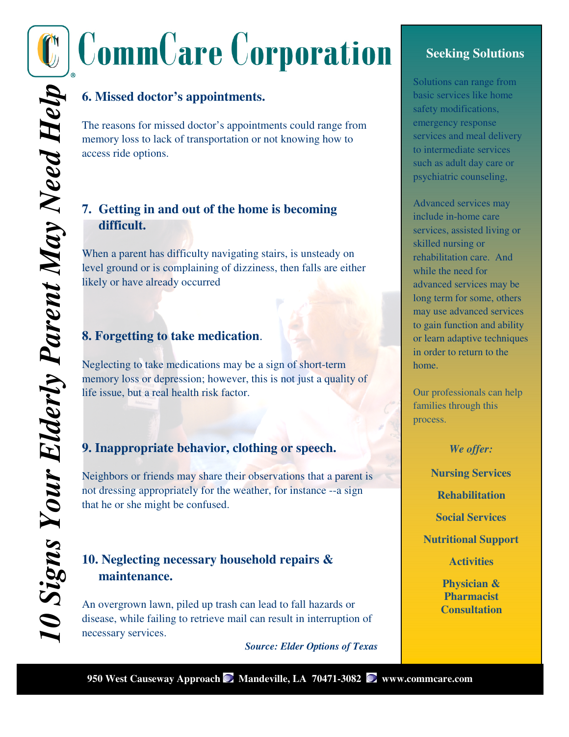# CommCare Corporation

## 10 Signs Your Elderly Parent May Need Help

### 6. Missed doctor's appointments.

The reasons for missed doctor's appointments could range from memory loss to lack of transportation or not knowing how to access ride options.

### 7. Getting in and out of the home is becoming difficult.

When a parent has difficulty navigating stairs, is unsteady on level ground or is complaining of dizziness, then falls are either likely or have already occurred

### 8. Forgetting to take medication.

Neglecting to take medications may be a sign of short-term memory loss or depression; however, this is not just a quality of life issue, but a real health risk factor.

### 9. Inappropriate behavior, clothing or speech.

Neighbors or friends may share their observations that a parent is not dressing appropriately for the weather, for instance --a sign that he or she might be confused.

### 10. Neglecting necessary household repairs & maintenance.

An overgrown lawn, piled up trash can lead to fall hazards or disease, while failing to retrieve mail can result in interruption of necessary services.

***Source: Elder Options of Texas***

## Seeking Solutions

Solutions can range from basic services like home safety modifications, emergency response services and meal delivery to intermediate services such as adult day care or psychiatric counseling,

Advanced services may include in-home care services, assisted living or skilled nursing or rehabilitation care. And while the need for advanced services may be long term for some, others may use advanced services to gain function and ability or learn adaptive techniques in order to return to the home.

Our professionals can help families through this process.

*We offer:*

**Nursing Services**

**Rehabilitation**

**Social Services**

**Nutritional Support**

**Activities**

**Physician & Pharmacist Consultation**

**950 West Causeway Approach • Mandeville, LA 70471-3082 • www.commcare.com**